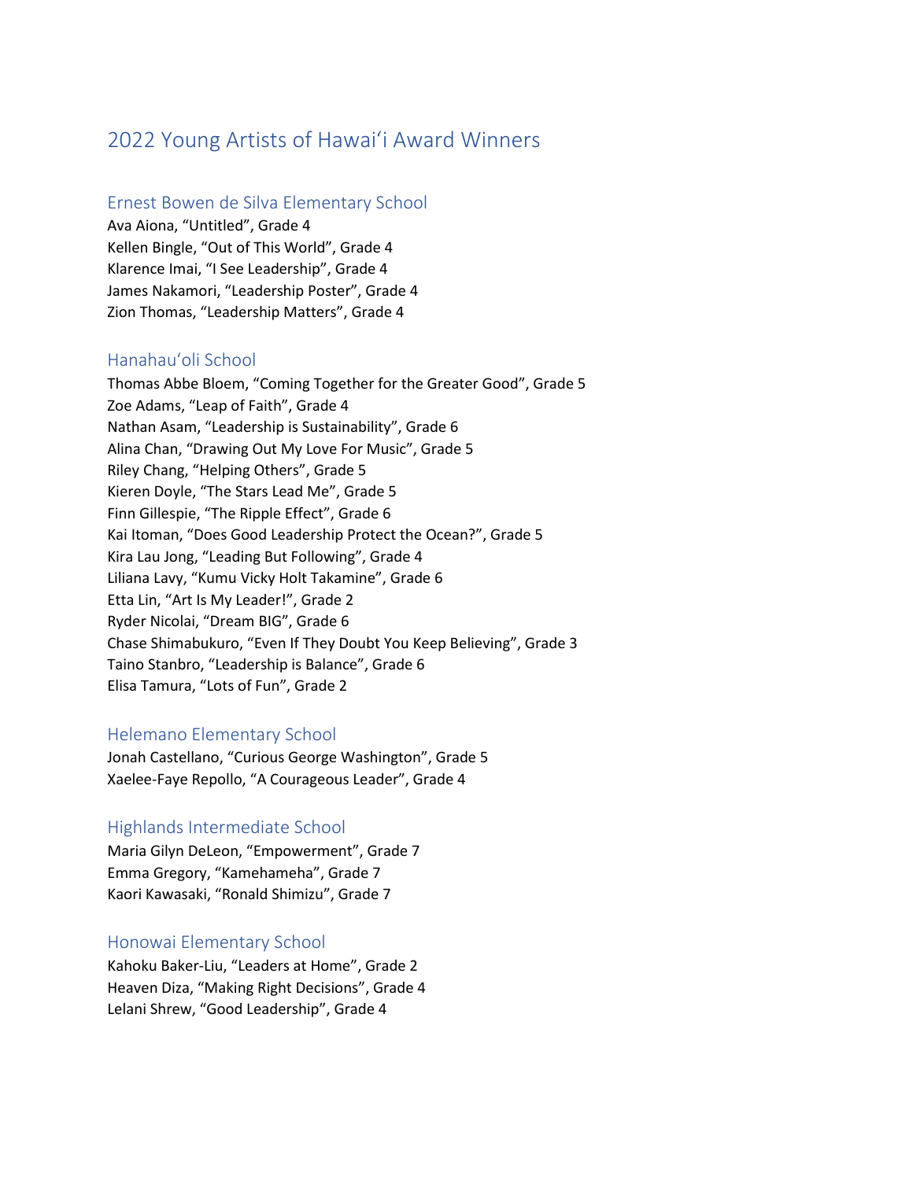# 2022 Young Artists of Hawaiʻi Award Winners

## Ernest Bowen de Silva Elementary School

Ava Aiona, "Untitled", Grade 4
Kellen Bingle, "Out of This World", Grade 4
Klarence Imai, "I See Leadership", Grade 4
James Nakamori, "Leadership Poster", Grade 4
Zion Thomas, "Leadership Matters", Grade 4

## Hanahauʻoli School

Thomas Abbe Bloem, "Coming Together for the Greater Good", Grade 5
Zoe Adams, "Leap of Faith", Grade 4
Nathan Asam, "Leadership is Sustainability", Grade 6
Alina Chan, "Drawing Out My Love For Music", Grade 5
Riley Chang, "Helping Others", Grade 5
Kieren Doyle, "The Stars Lead Me", Grade 5
Finn Gillespie, "The Ripple Effect", Grade 6
Kai Itoman, "Does Good Leadership Protect the Ocean?", Grade 5
Kira Lau Jong, "Leading But Following", Grade 4
Liliana Lavy, "Kumu Vicky Holt Takamine", Grade 6
Etta Lin, "Art Is My Leader!", Grade 2
Ryder Nicolai, "Dream BIG", Grade 6
Chase Shimabukuro, "Even If They Doubt You Keep Believing", Grade 3
Taino Stanbro, "Leadership is Balance", Grade 6
Elisa Tamura, "Lots of Fun", Grade 2

## Helemano Elementary School

Jonah Castellano, "Curious George Washington", Grade 5
Xaelee-Faye Repollo, "A Courageous Leader", Grade 4

## Highlands Intermediate School

Maria Gilyn DeLeon, "Empowerment", Grade 7
Emma Gregory, "Kamehameha", Grade 7
Kaori Kawasaki, "Ronald Shimizu", Grade 7

## Honowai Elementary School

Kahoku Baker-Liu, "Leaders at Home", Grade 2
Heaven Diza, "Making Right Decisions", Grade 4
Lelani Shrew, "Good Leadership", Grade 4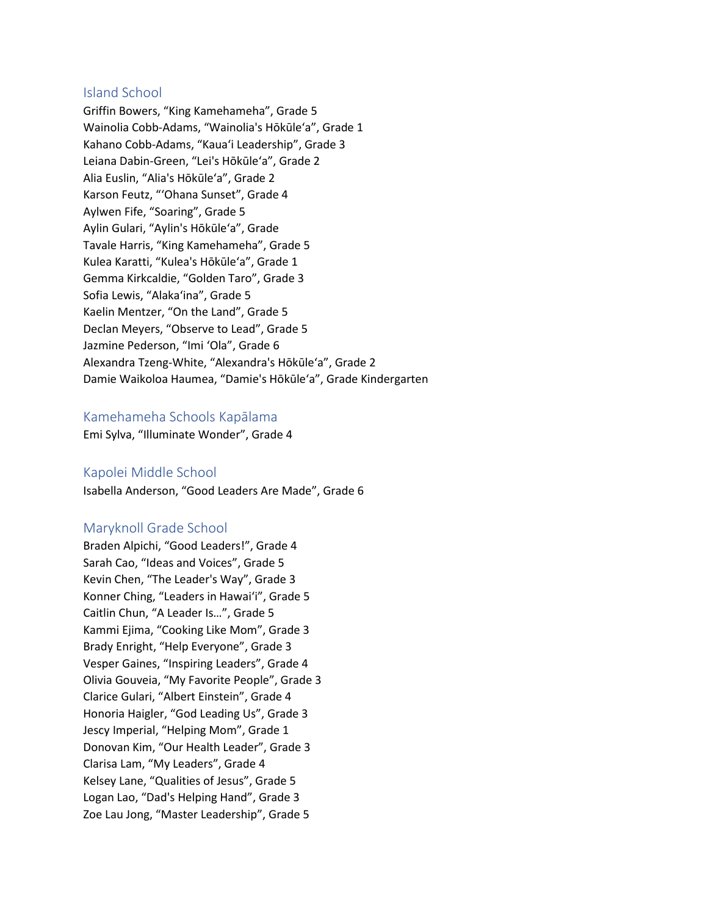## Island School

Griffin Bowers, “King Kamehameha”, Grade 5
Wainolia Cobb-Adams, “Wainolia's Hōkūleʻa”, Grade 1
Kahano Cobb-Adams, “Kauaʻi Leadership”, Grade 3
Leiana Dabin-Green, “Lei's Hōkūleʻa”, Grade 2
Alia Euslin, “Alia's Hōkūleʻa”, Grade 2
Karson Feutz, “ʻOhana Sunset”, Grade 4
Aylwen Fife, “Soaring”, Grade 5
Aylin Gulari, “Aylin's Hōkūleʻa”, Grade
Tavale Harris, “King Kamehameha”, Grade 5
Kulea Karatti, “Kulea's Hōkūleʻa”, Grade 1
Gemma Kirkcaldie, “Golden Taro”, Grade 3
Sofia Lewis, “Alakaʻina”, Grade 5
Kaelin Mentzer, “On the Land”, Grade 5
Declan Meyers, “Observe to Lead”, Grade 5
Jazmine Pederson, “Imi ʻOla”, Grade 6
Alexandra Tzeng-White, “Alexandra's Hōkūleʻa”, Grade 2
Damie Waikoloa Haumea, “Damie's Hōkūleʻa”, Grade Kindergarten

## Kamehameha Schools Kapālama

Emi Sylva, “Illuminate Wonder”, Grade 4

## Kapolei Middle School

Isabella Anderson, “Good Leaders Are Made”, Grade 6

## Maryknoll Grade School

Braden Alpichi, “Good Leaders!”, Grade 4
Sarah Cao, “Ideas and Voices”, Grade 5
Kevin Chen, “The Leader's Way”, Grade 3
Konner Ching, “Leaders in Hawaiʻi”, Grade 5
Caitlin Chun, “A Leader Is…”, Grade 5
Kammi Ejima, “Cooking Like Mom”, Grade 3
Brady Enright, “Help Everyone”, Grade 3
Vesper Gaines, “Inspiring Leaders”, Grade 4
Olivia Gouveia, “My Favorite People”, Grade 3
Clarice Gulari, “Albert Einstein”, Grade 4
Honoria Haigler, “God Leading Us”, Grade 3
Jescy Imperial, “Helping Mom”, Grade 1
Donovan Kim, “Our Health Leader”, Grade 3
Clarisa Lam, “My Leaders”, Grade 4
Kelsey Lane, “Qualities of Jesus”, Grade 5
Logan Lao, “Dad's Helping Hand”, Grade 3
Zoe Lau Jong, “Master Leadership”, Grade 5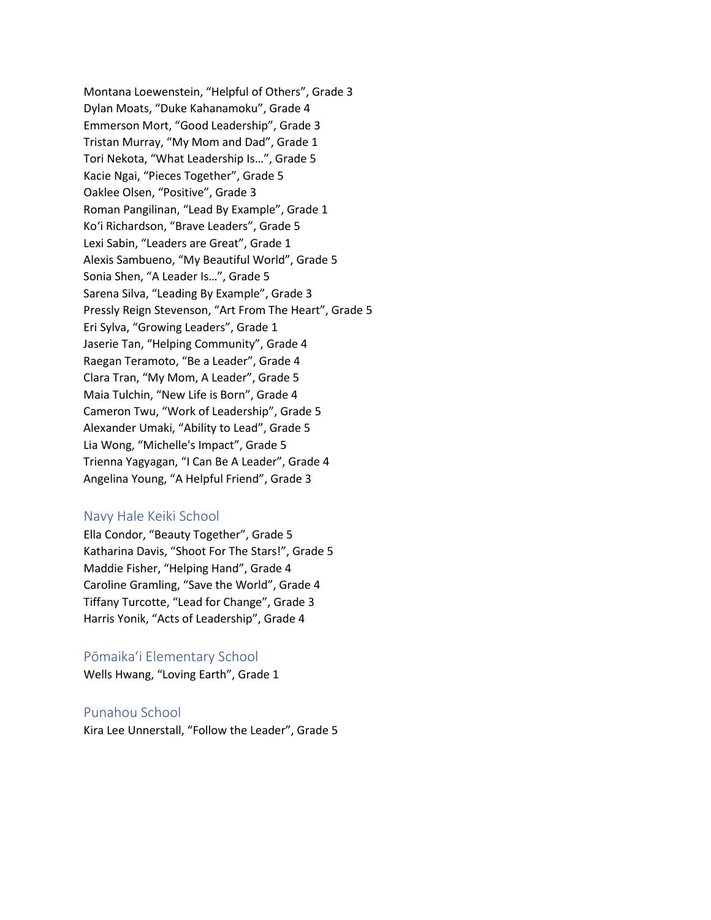Montana Loewenstein, “Helpful of Others”, Grade 3
Dylan Moats, “Duke Kahanamoku”, Grade 4
Emmerson Mort, “Good Leadership”, Grade 3
Tristan Murray, “My Mom and Dad”, Grade 1
Tori Nekota, “What Leadership Is…”, Grade 5
Kacie Ngai, “Pieces Together”, Grade 5
Oaklee Olsen, “Positive”, Grade 3
Roman Pangilinan, “Lead By Example”, Grade 1
Koʻi Richardson, “Brave Leaders”, Grade 5
Lexi Sabin, “Leaders are Great”, Grade 1
Alexis Sambueno, “My Beautiful World”, Grade 5
Sonia Shen, “A Leader Is…”, Grade 5
Sarena Silva, “Leading By Example”, Grade 3
Pressly Reign Stevenson, “Art From The Heart”, Grade 5
Eri Sylva, “Growing Leaders”, Grade 1
Jaserie Tan, “Helping Community”, Grade 4
Raegan Teramoto, “Be a Leader”, Grade 4
Clara Tran, “My Mom, A Leader”, Grade 5
Maia Tulchin, “New Life is Born”, Grade 4
Cameron Twu, “Work of Leadership”, Grade 5
Alexander Umaki, “Ability to Lead”, Grade 5
Lia Wong, “Michelle's Impact”, Grade 5
Trienna Yagyagan, “I Can Be A Leader”, Grade 4
Angelina Young, “A Helpful Friend”, Grade 3

## Navy Hale Keiki School

Ella Condor, “Beauty Together”, Grade 5
Katharina Davis, “Shoot For The Stars!”, Grade 5
Maddie Fisher, “Helping Hand”, Grade 4
Caroline Gramling, “Save the World”, Grade 4
Tiffany Turcotte, “Lead for Change”, Grade 3
Harris Yonik, “Acts of Leadership”, Grade 4

## Pōmaikaʻi Elementary School

Wells Hwang, “Loving Earth”, Grade 1

## Punahou School

Kira Lee Unnerstall, “Follow the Leader”, Grade 5